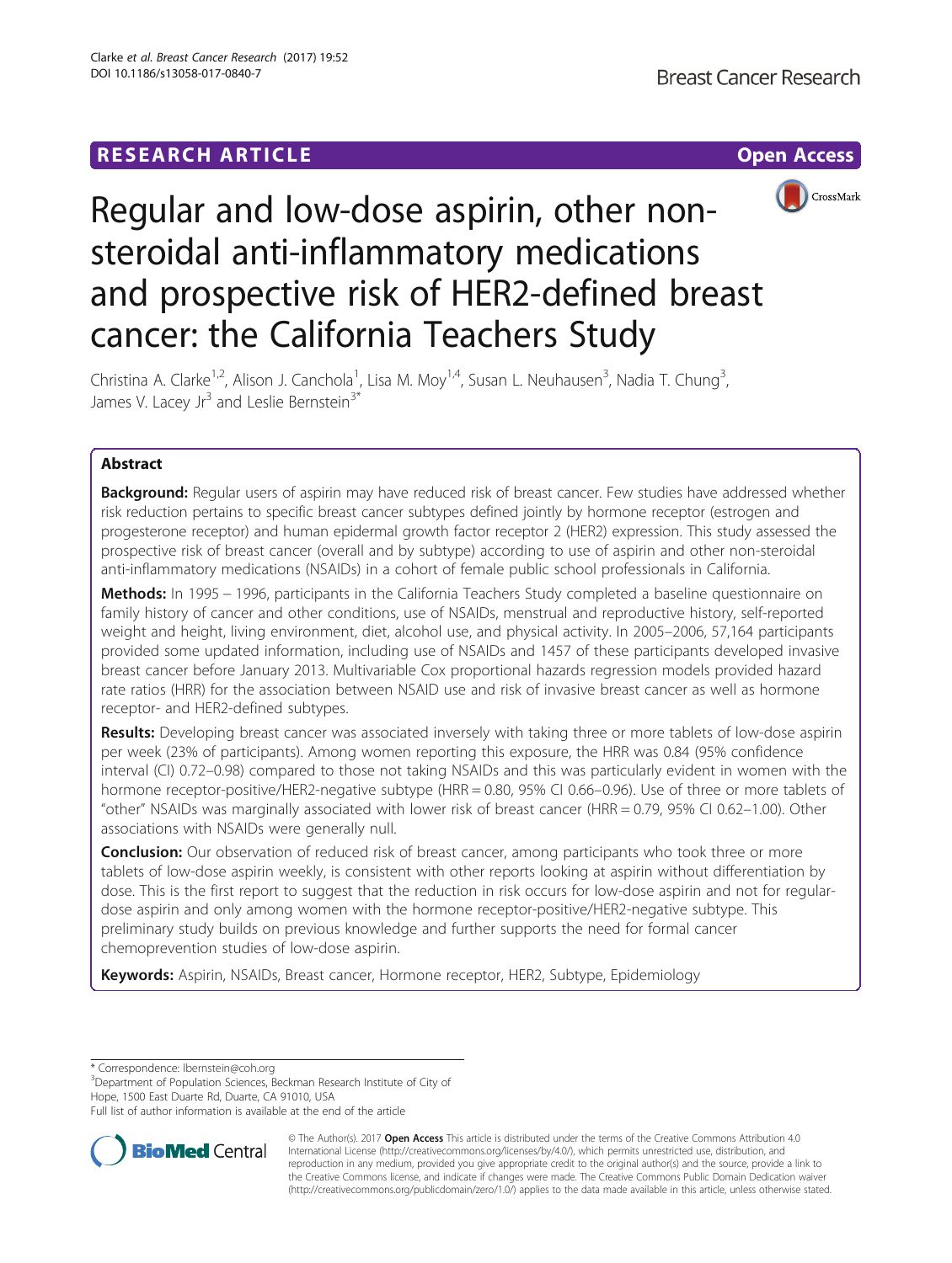RESEARCH ARTICLE

Open Access

# Regular and low-dose aspirin, other non-steroidal anti-inflammatory medications and prospective risk of HER2-defined breast cancer: the California Teachers Study

Christina A. Clarke[1,2], Alison J. Canchola[1], Lisa M. Moy[1,4], Susan L. Neuhausen[3], Nadia T. Chung[3], James V. Lacey Jr[3] and Leslie Bernstein[3*]

## Abstract

**Background:** Regular users of aspirin may have reduced risk of breast cancer. Few studies have addressed whether risk reduction pertains to specific breast cancer subtypes defined jointly by hormone receptor (estrogen and progesterone receptor) and human epidermal growth factor receptor 2 (HER2) expression. This study assessed the prospective risk of breast cancer (overall and by subtype) according to use of aspirin and other non-steroidal anti-inflammatory medications (NSAIDs) in a cohort of female public school professionals in California.

**Methods:** In 1995 – 1996, participants in the California Teachers Study completed a baseline questionnaire on family history of cancer and other conditions, use of NSAIDs, menstrual and reproductive history, self-reported weight and height, living environment, diet, alcohol use, and physical activity. In 2005–2006, 57,164 participants provided some updated information, including use of NSAIDs and 1457 of these participants developed invasive breast cancer before January 2013. Multivariable Cox proportional hazards regression models provided hazard rate ratios (HRR) for the association between NSAID use and risk of invasive breast cancer as well as hormone receptor- and HER2-defined subtypes.

**Results:** Developing breast cancer was associated inversely with taking three or more tablets of low-dose aspirin per week (23% of participants). Among women reporting this exposure, the HRR was 0.84 (95% confidence interval (CI) 0.72–0.98) compared to those not taking NSAIDs and this was particularly evident in women with the hormone receptor-positive/HER2-negative subtype (HRR = 0.80, 95% CI 0.66–0.96). Use of three or more tablets of "other" NSAIDs was marginally associated with lower risk of breast cancer (HRR = 0.79, 95% CI 0.62–1.00). Other associations with NSAIDs were generally null.

**Conclusion:** Our observation of reduced risk of breast cancer, among participants who took three or more tablets of low-dose aspirin weekly, is consistent with other reports looking at aspirin without differentiation by dose. This is the first report to suggest that the reduction in risk occurs for low-dose aspirin and not for regular-dose aspirin and only among women with the hormone receptor-positive/HER2-negative subtype. This preliminary study builds on previous knowledge and further supports the need for formal cancer chemoprevention studies of low-dose aspirin.

**Keywords:** Aspirin, NSAIDs, Breast cancer, Hormone receptor, HER2, Subtype, Epidemiology

---

\* Correspondence: lbernstein@coh.org
[3]Department of Population Sciences, Beckman Research Institute of City of Hope, 1500 East Duarte Rd, Duarte, CA 91010, USA
Full list of author information is available at the end of the article

© The Author(s). 2017 **Open Access** This article is distributed under the terms of the Creative Commons Attribution 4.0 International License (http://creativecommons.org/licenses/by/4.0/), which permits unrestricted use, distribution, and reproduction in any medium, provided you give appropriate credit to the original author(s) and the source, provide a link to the Creative Commons license, and indicate if changes were made. The Creative Commons Public Domain Dedication waiver (http://creativecommons.org/publicdomain/zero/1.0/) applies to the data made available in this article, unless otherwise stated.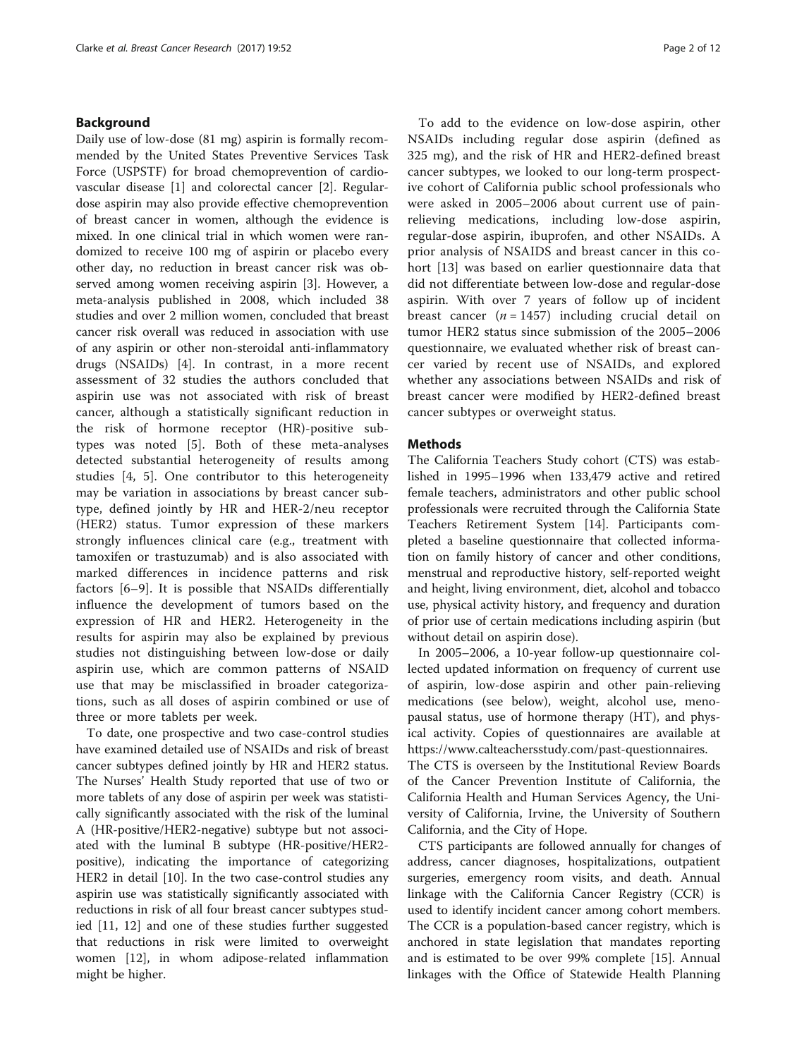## Background

Daily use of low-dose (81 mg) aspirin is formally recommended by the United States Preventive Services Task Force (USPSTF) for broad chemoprevention of cardiovascular disease [1] and colorectal cancer [2]. Regular-dose aspirin may also provide effective chemoprevention of breast cancer in women, although the evidence is mixed. In one clinical trial in which women were randomized to receive 100 mg of aspirin or placebo every other day, no reduction in breast cancer risk was observed among women receiving aspirin [3]. However, a meta-analysis published in 2008, which included 38 studies and over 2 million women, concluded that breast cancer risk overall was reduced in association with use of any aspirin or other non-steroidal anti-inflammatory drugs (NSAIDs) [4]. In contrast, in a more recent assessment of 32 studies the authors concluded that aspirin use was not associated with risk of breast cancer, although a statistically significant reduction in the risk of hormone receptor (HR)-positive subtypes was noted [5]. Both of these meta-analyses detected substantial heterogeneity of results among studies [4, 5]. One contributor to this heterogeneity may be variation in associations by breast cancer subtype, defined jointly by HR and HER-2/neu receptor (HER2) status. Tumor expression of these markers strongly influences clinical care (e.g., treatment with tamoxifen or trastuzumab) and is also associated with marked differences in incidence patterns and risk factors [6–9]. It is possible that NSAIDs differentially influence the development of tumors based on the expression of HR and HER2. Heterogeneity in the results for aspirin may also be explained by previous studies not distinguishing between low-dose or daily aspirin use, which are common patterns of NSAID use that may be misclassified in broader categorizations, such as all doses of aspirin combined or use of three or more tablets per week.

To date, one prospective and two case-control studies have examined detailed use of NSAIDs and risk of breast cancer subtypes defined jointly by HR and HER2 status. The Nurses' Health Study reported that use of two or more tablets of any dose of aspirin per week was statistically significantly associated with the risk of the luminal A (HR-positive/HER2-negative) subtype but not associated with the luminal B subtype (HR-positive/HER2-positive), indicating the importance of categorizing HER2 in detail [10]. In the two case-control studies any aspirin use was statistically significantly associated with reductions in risk of all four breast cancer subtypes studied [11, 12] and one of these studies further suggested that reductions in risk were limited to overweight women [12], in whom adipose-related inflammation might be higher.

To add to the evidence on low-dose aspirin, other NSAIDs including regular dose aspirin (defined as 325 mg), and the risk of HR and HER2-defined breast cancer subtypes, we looked to our long-term prospective cohort of California public school professionals who were asked in 2005–2006 about current use of pain-relieving medications, including low-dose aspirin, regular-dose aspirin, ibuprofen, and other NSAIDs. A prior analysis of NSAIDS and breast cancer in this cohort [13] was based on earlier questionnaire data that did not differentiate between low-dose and regular-dose aspirin. With over 7 years of follow up of incident breast cancer ($n = 1457$) including crucial detail on tumor HER2 status since submission of the 2005–2006 questionnaire, we evaluated whether risk of breast cancer varied by recent use of NSAIDs, and explored whether any associations between NSAIDs and risk of breast cancer were modified by HER2-defined breast cancer subtypes or overweight status.

## Methods

The California Teachers Study cohort (CTS) was established in 1995–1996 when 133,479 active and retired female teachers, administrators and other public school professionals were recruited through the California State Teachers Retirement System [14]. Participants completed a baseline questionnaire that collected information on family history of cancer and other conditions, menstrual and reproductive history, self-reported weight and height, living environment, diet, alcohol and tobacco use, physical activity history, and frequency and duration of prior use of certain medications including aspirin (but without detail on aspirin dose).

In 2005–2006, a 10-year follow-up questionnaire collected updated information on frequency of current use of aspirin, low-dose aspirin and other pain-relieving medications (see below), weight, alcohol use, menopausal status, use of hormone therapy (HT), and physical activity. Copies of questionnaires are available at https://www.calteachersstudy.com/past-questionnaires.

The CTS is overseen by the Institutional Review Boards of the Cancer Prevention Institute of California, the California Health and Human Services Agency, the University of California, Irvine, the University of Southern California, and the City of Hope.

CTS participants are followed annually for changes of address, cancer diagnoses, hospitalizations, outpatient surgeries, emergency room visits, and death. Annual linkage with the California Cancer Registry (CCR) is used to identify incident cancer among cohort members. The CCR is a population-based cancer registry, which is anchored in state legislation that mandates reporting and is estimated to be over 99% complete [15]. Annual linkages with the Office of Statewide Health Planning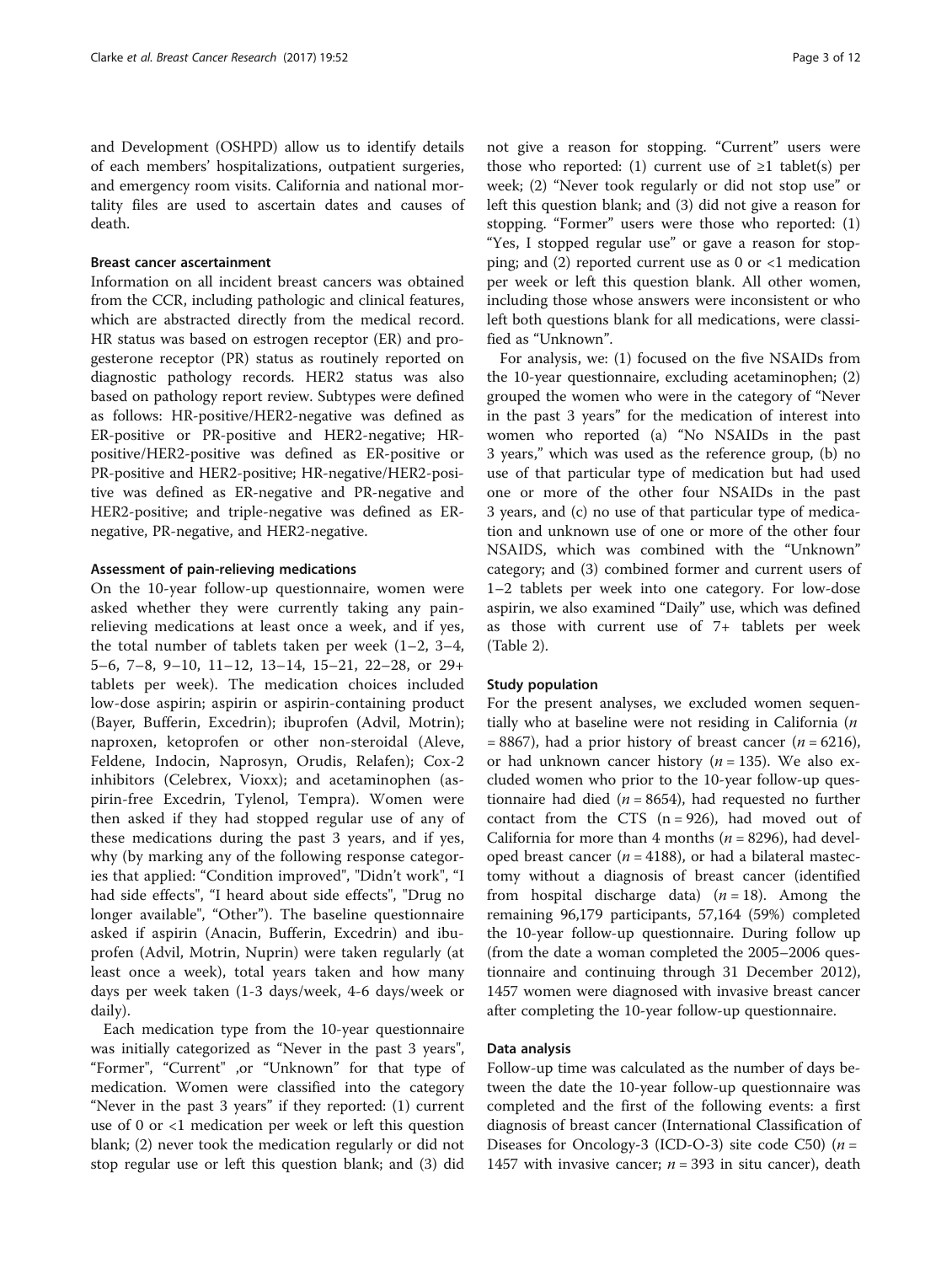and Development (OSHPD) allow us to identify details of each members' hospitalizations, outpatient surgeries, and emergency room visits. California and national mortality files are used to ascertain dates and causes of death.

### Breast cancer ascertainment

Information on all incident breast cancers was obtained from the CCR, including pathologic and clinical features, which are abstracted directly from the medical record. HR status was based on estrogen receptor (ER) and progesterone receptor (PR) status as routinely reported on diagnostic pathology records. HER2 status was also based on pathology report review. Subtypes were defined as follows: HR-positive/HER2-negative was defined as ER-positive or PR-positive and HER2-negative; HR-positive/HER2-positive was defined as ER-positive or PR-positive and HER2-positive; HR-negative/HER2-positive was defined as ER-negative and PR-negative and HER2-positive; and triple-negative was defined as ER-negative, PR-negative, and HER2-negative.

### Assessment of pain-relieving medications

On the 10-year follow-up questionnaire, women were asked whether they were currently taking any pain-relieving medications at least once a week, and if yes, the total number of tablets taken per week (1–2, 3–4, 5–6, 7–8, 9–10, 11–12, 13–14, 15–21, 22–28, or 29+ tablets per week). The medication choices included low-dose aspirin; aspirin or aspirin-containing product (Bayer, Bufferin, Excedrin); ibuprofen (Advil, Motrin); naproxen, ketoprofen or other non-steroidal (Aleve, Feldene, Indocin, Naprosyn, Orudis, Relafen); Cox-2 inhibitors (Celebrex, Vioxx); and acetaminophen (aspirin-free Excedrin, Tylenol, Tempra). Women were then asked if they had stopped regular use of any of these medications during the past 3 years, and if yes, why (by marking any of the following response categories that applied: "Condition improved", "Didn't work", "I had side effects", "I heard about side effects", "Drug no longer available", "Other"). The baseline questionnaire asked if aspirin (Anacin, Bufferin, Excedrin) and ibuprofen (Advil, Motrin, Nuprin) were taken regularly (at least once a week), total years taken and how many days per week taken (1-3 days/week, 4-6 days/week or daily).

Each medication type from the 10-year questionnaire was initially categorized as "Never in the past 3 years", "Former", "Current" ,or "Unknown" for that type of medication. Women were classified into the category "Never in the past 3 years" if they reported: (1) current use of 0 or <1 medication per week or left this question blank; (2) never took the medication regularly or did not stop regular use or left this question blank; and (3) did not give a reason for stopping. "Current" users were those who reported: (1) current use of ≥1 tablet(s) per week; (2) "Never took regularly or did not stop use" or left this question blank; and (3) did not give a reason for stopping. "Former" users were those who reported: (1) "Yes, I stopped regular use" or gave a reason for stopping; and (2) reported current use as 0 or <1 medication per week or left this question blank. All other women, including those whose answers were inconsistent or who left both questions blank for all medications, were classified as "Unknown".

For analysis, we: (1) focused on the five NSAIDs from the 10-year questionnaire, excluding acetaminophen; (2) grouped the women who were in the category of "Never in the past 3 years" for the medication of interest into women who reported (a) "No NSAIDs in the past 3 years," which was used as the reference group, (b) no use of that particular type of medication but had used one or more of the other four NSAIDs in the past 3 years, and (c) no use of that particular type of medication and unknown use of one or more of the other four NSAIDS, which was combined with the "Unknown" category; and (3) combined former and current users of 1–2 tablets per week into one category. For low-dose aspirin, we also examined "Daily" use, which was defined as those with current use of 7+ tablets per week (Table 2).

### Study population

For the present analyses, we excluded women sequentially who at baseline were not residing in California (*n* = 8867), had a prior history of breast cancer (*n* = 6216), or had unknown cancer history (*n* = 135). We also excluded women who prior to the 10-year follow-up questionnaire had died (*n* = 8654), had requested no further contact from the CTS (n = 926), had moved out of California for more than 4 months (*n* = 8296), had developed breast cancer (*n* = 4188), or had a bilateral mastectomy without a diagnosis of breast cancer (identified from hospital discharge data) (*n* = 18). Among the remaining 96,179 participants, 57,164 (59%) completed the 10-year follow-up questionnaire. During follow up (from the date a woman completed the 2005–2006 questionnaire and continuing through 31 December 2012), 1457 women were diagnosed with invasive breast cancer after completing the 10-year follow-up questionnaire.

### Data analysis

Follow-up time was calculated as the number of days between the date the 10-year follow-up questionnaire was completed and the first of the following events: a first diagnosis of breast cancer (International Classification of Diseases for Oncology-3 (ICD-O-3) site code C50) (*n* = 1457 with invasive cancer; *n* = 393 in situ cancer), death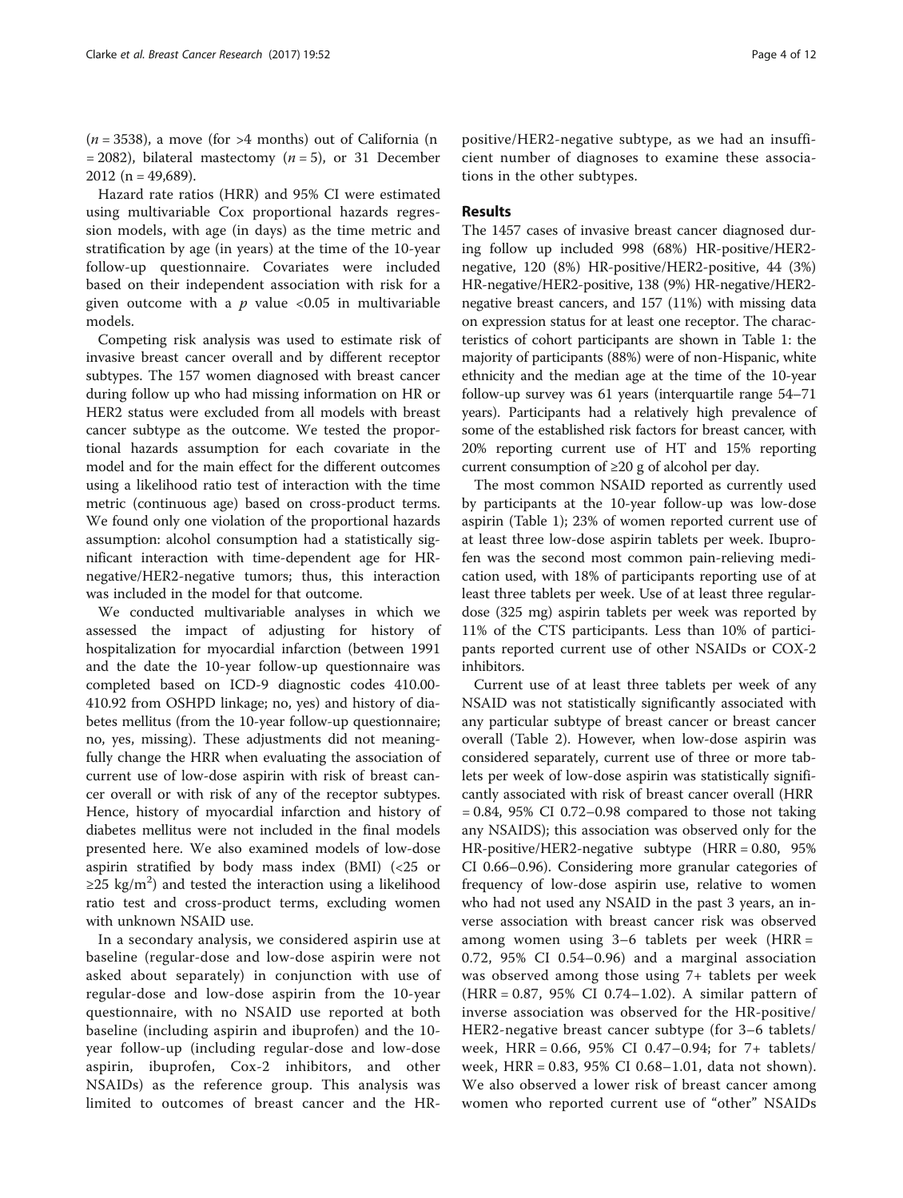($n = 3538$), a move (for >4 months) out of California ($n = 2082$), bilateral mastectomy ($n = 5$), or 31 December 2012 ($n = 49,689$).

Hazard rate ratios (HRR) and 95% CI were estimated using multivariable Cox proportional hazards regression models, with age (in days) as the time metric and stratification by age (in years) at the time of the 10-year follow-up questionnaire. Covariates were included based on their independent association with risk for a given outcome with a $p$ value <0.05 in multivariable models.

Competing risk analysis was used to estimate risk of invasive breast cancer overall and by different receptor subtypes. The 157 women diagnosed with breast cancer during follow up who had missing information on HR or HER2 status were excluded from all models with breast cancer subtype as the outcome. We tested the proportional hazards assumption for each covariate in the model and for the main effect for the different outcomes using a likelihood ratio test of interaction with the time metric (continuous age) based on cross-product terms. We found only one violation of the proportional hazards assumption: alcohol consumption had a statistically significant interaction with time-dependent age for HR-negative/HER2-negative tumors; thus, this interaction was included in the model for that outcome.

We conducted multivariable analyses in which we assessed the impact of adjusting for history of hospitalization for myocardial infarction (between 1991 and the date the 10-year follow-up questionnaire was completed based on ICD-9 diagnostic codes 410.00-410.92 from OSHPD linkage; no, yes) and history of diabetes mellitus (from the 10-year follow-up questionnaire; no, yes, missing). These adjustments did not meaningfully change the HRR when evaluating the association of current use of low-dose aspirin with risk of breast cancer overall or with risk of any of the receptor subtypes. Hence, history of myocardial infarction and history of diabetes mellitus were not included in the final models presented here. We also examined models of low-dose aspirin stratified by body mass index (BMI) (<25 or ≥25 kg/m$^2$) and tested the interaction using a likelihood ratio test and cross-product terms, excluding women with unknown NSAID use.

In a secondary analysis, we considered aspirin use at baseline (regular-dose and low-dose aspirin were not asked about separately) in conjunction with use of regular-dose and low-dose aspirin from the 10-year questionnaire, with no NSAID use reported at both baseline (including aspirin and ibuprofen) and the 10-year follow-up (including regular-dose and low-dose aspirin, ibuprofen, Cox-2 inhibitors, and other NSAIDs) as the reference group. This analysis was limited to outcomes of breast cancer and the HR-positive/HER2-negative subtype, as we had an insufficient number of diagnoses to examine these associations in the other subtypes.

## Results

The 1457 cases of invasive breast cancer diagnosed during follow up included 998 (68%) HR-positive/HER2-negative, 120 (8%) HR-positive/HER2-positive, 44 (3%) HR-negative/HER2-positive, 138 (9%) HR-negative/HER2-negative breast cancers, and 157 (11%) with missing data on expression status for at least one receptor. The characteristics of cohort participants are shown in Table 1: the majority of participants (88%) were of non-Hispanic, white ethnicity and the median age at the time of the 10-year follow-up survey was 61 years (interquartile range 54–71 years). Participants had a relatively high prevalence of some of the established risk factors for breast cancer, with 20% reporting current use of HT and 15% reporting current consumption of ≥20 g of alcohol per day.

The most common NSAID reported as currently used by participants at the 10-year follow-up was low-dose aspirin (Table 1); 23% of women reported current use of at least three low-dose aspirin tablets per week. Ibuprofen was the second most common pain-relieving medication used, with 18% of participants reporting use of at least three tablets per week. Use of at least three regular-dose (325 mg) aspirin tablets per week was reported by 11% of the CTS participants. Less than 10% of participants reported current use of other NSAIDs or COX-2 inhibitors.

Current use of at least three tablets per week of any NSAID was not statistically significantly associated with any particular subtype of breast cancer or breast cancer overall (Table 2). However, when low-dose aspirin was considered separately, current use of three or more tablets per week of low-dose aspirin was statistically significantly associated with risk of breast cancer overall (HRR = 0.84, 95% CI 0.72–0.98 compared to those not taking any NSAIDS); this association was observed only for the HR-positive/HER2-negative subtype (HRR = 0.80, 95% CI 0.66–0.96). Considering more granular categories of frequency of low-dose aspirin use, relative to women who had not used any NSAID in the past 3 years, an inverse association with breast cancer risk was observed among women using 3–6 tablets per week (HRR = 0.72, 95% CI 0.54–0.96) and a marginal association was observed among those using 7+ tablets per week (HRR = 0.87, 95% CI 0.74–1.02). A similar pattern of inverse association was observed for the HR-positive/HER2-negative breast cancer subtype (for 3–6 tablets/week, HRR = 0.66, 95% CI 0.47–0.94; for 7+ tablets/week, HRR = 0.83, 95% CI 0.68–1.01, data not shown). We also observed a lower risk of breast cancer among women who reported current use of "other" NSAIDs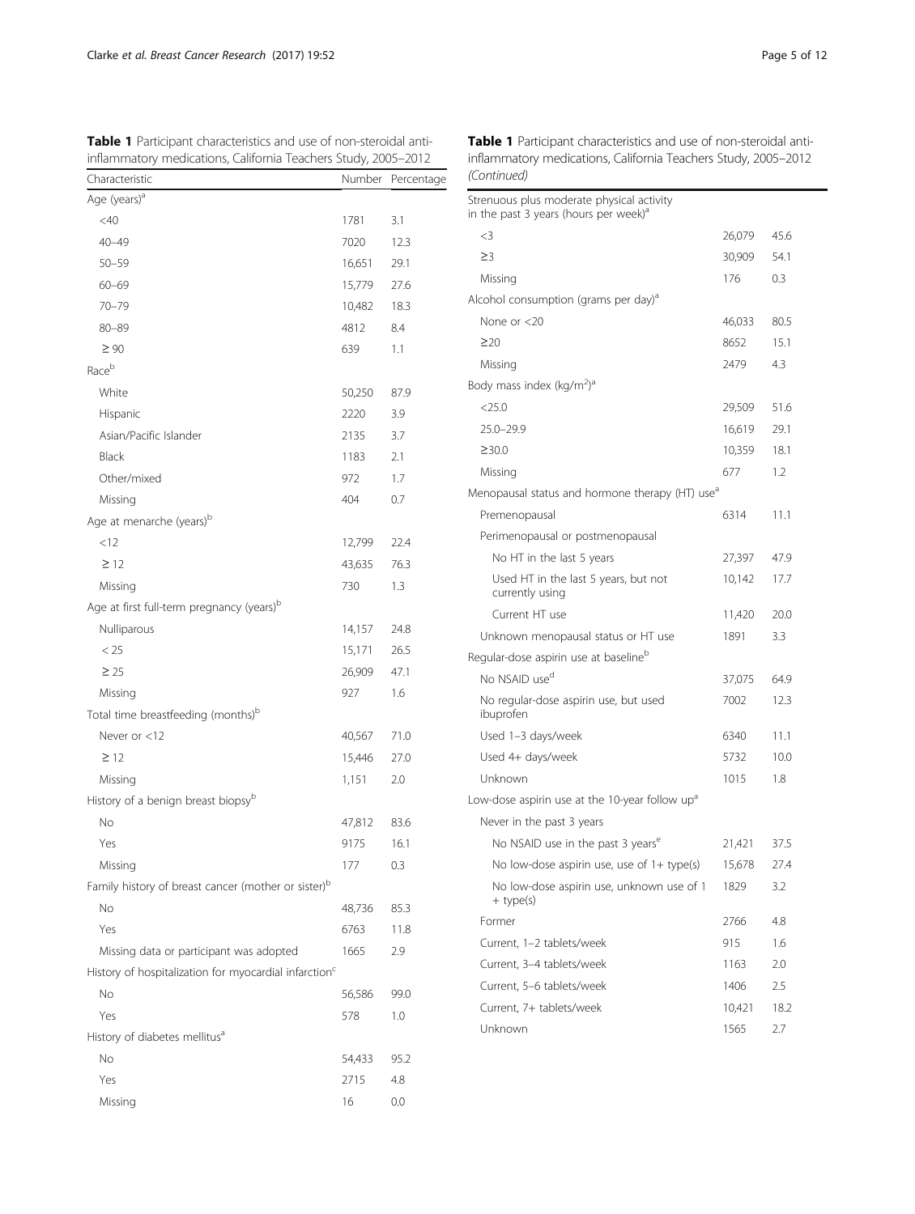**Table 1** Participant characteristics and use of non-steroidal anti-inflammatory medications, California Teachers Study, 2005–2012

| Characteristic | Number | Percentage |
|---|---|---|
| Age (years)[a] | | |
| <40 | 1781 | 3.1 |
| 40–49 | 7020 | 12.3 |
| 50–59 | 16,651 | 29.1 |
| 60–69 | 15,779 | 27.6 |
| 70–79 | 10,482 | 18.3 |
| 80–89 | 4812 | 8.4 |
| ≥ 90 | 639 | 1.1 |
| Race[b] | | |
| White | 50,250 | 87.9 |
| Hispanic | 2220 | 3.9 |
| Asian/Pacific Islander | 2135 | 3.7 |
| Black | 1183 | 2.1 |
| Other/mixed | 972 | 1.7 |
| Missing | 404 | 0.7 |
| Age at menarche (years)[b] | | |
| <12 | 12,799 | 22.4 |
| ≥ 12 | 43,635 | 76.3 |
| Missing | 730 | 1.3 |
| Age at first full-term pregnancy (years)[b] | | |
| Nulliparous | 14,157 | 24.8 |
| < 25 | 15,171 | 26.5 |
| ≥ 25 | 26,909 | 47.1 |
| Missing | 927 | 1.6 |
| Total time breastfeeding (months)[b] | | |
| Never or <12 | 40,567 | 71.0 |
| ≥ 12 | 15,446 | 27.0 |
| Missing | 1,151 | 2.0 |
| History of a benign breast biopsy[b] | | |
| No | 47,812 | 83.6 |
| Yes | 9175 | 16.1 |
| Missing | 177 | 0.3 |
| Family history of breast cancer (mother or sister)[b] | | |
| No | 48,736 | 85.3 |
| Yes | 6763 | 11.8 |
| Missing data or participant was adopted | 1665 | 2.9 |
| History of hospitalization for myocardial infarction[c] | | |
| No | 56,586 | 99.0 |
| Yes | 578 | 1.0 |
| History of diabetes mellitus[a] | | |
| No | 54,433 | 95.2 |
| Yes | 2715 | 4.8 |
| Missing | 16 | 0.0 |
| Strenuous plus moderate physical activity in the past 3 years (hours per week)[a] | | |
| <3 | 26,079 | 45.6 |
| ≥3 | 30,909 | 54.1 |
| Missing | 176 | 0.3 |
| Alcohol consumption (grams per day)[a] | | |
| None or <20 | 46,033 | 80.5 |
| ≥20 | 8652 | 15.1 |
| Missing | 2479 | 4.3 |
| Body mass index (kg/m$^2$)[a] | | |
| <25.0 | 29,509 | 51.6 |
| 25.0–29.9 | 16,619 | 29.1 |
| ≥30.0 | 10,359 | 18.1 |
| Missing | 677 | 1.2 |
| Menopausal status and hormone therapy (HT) use[a] | | |
| Premenopausal | 6314 | 11.1 |
| Perimenopausal or postmenopausal | | |
| No HT in the last 5 years | 27,397 | 47.9 |
| Used HT in the last 5 years, but not currently using | 10,142 | 17.7 |
| Current HT use | 11,420 | 20.0 |
| Unknown menopausal status or HT use | 1891 | 3.3 |
| Regular-dose aspirin use at baseline[b] | | |
| No NSAID use[d] | 37,075 | 64.9 |
| No regular-dose aspirin use, but used ibuprofen | 7002 | 12.3 |
| Used 1–3 days/week | 6340 | 11.1 |
| Used 4+ days/week | 5732 | 10.0 |
| Unknown | 1015 | 1.8 |
| Low-dose aspirin use at the 10-year follow up[a] | | |
| Never in the past 3 years | | |
| No NSAID use in the past 3 years[e] | 21,421 | 37.5 |
| No low-dose aspirin use, use of 1+ type(s) | 15,678 | 27.4 |
| No low-dose aspirin use, unknown use of 1 + type(s) | 1829 | 3.2 |
| Former | 2766 | 4.8 |
| Current, 1–2 tablets/week | 915 | 1.6 |
| Current, 3–4 tablets/week | 1163 | 2.0 |
| Current, 5–6 tablets/week | 1406 | 2.5 |
| Current, 7+ tablets/week | 10,421 | 18.2 |
| Unknown | 1565 | 2.7 |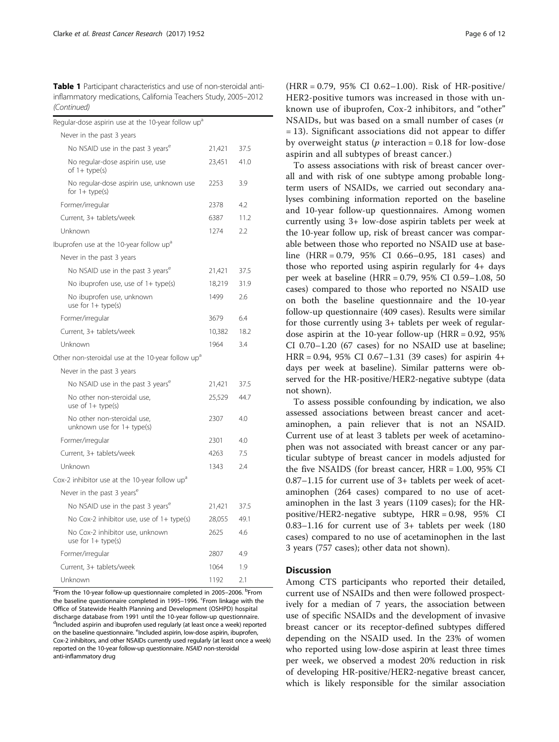**Table 1** Participant characteristics and use of non-steroidal anti-inflammatory medications, California Teachers Study, 2005–2012 *(Continued)*

| | | |
|---|---|---|
| Regular-dose aspirin use at the 10-year follow up[a] | | |
| Never in the past 3 years | | |
| No NSAID use in the past 3 years[e] | 21,421 | 37.5 |
| No regular-dose aspirin use, use of 1+ type(s) | 23,451 | 41.0 |
| No regular-dose aspirin use, unknown use for 1+ type(s) | 2253 | 3.9 |
| Former/irregular | 2378 | 4.2 |
| Current, 3+ tablets/week | 6387 | 11.2 |
| Unknown | 1274 | 2.2 |
| Ibuprofen use at the 10-year follow up[a] | | |
| Never in the past 3 years | | |
| No NSAID use in the past 3 years[e] | 21,421 | 37.5 |
| No ibuprofen use, use of 1+ type(s) | 18,219 | 31.9 |
| No ibuprofen use, unknown use for 1+ type(s) | 1499 | 2.6 |
| Former/irregular | 3679 | 6.4 |
| Current, 3+ tablets/week | 10,382 | 18.2 |
| Unknown | 1964 | 3.4 |
| Other non-steroidal use at the 10-year follow up[a] | | |
| Never in the past 3 years | | |
| No NSAID use in the past 3 years[e] | 21,421 | 37.5 |
| No other non-steroidal use, use of 1+ type(s) | 25,529 | 44.7 |
| No other non-steroidal use, unknown use for 1+ type(s) | 2307 | 4.0 |
| Former/irregular | 2301 | 4.0 |
| Current, 3+ tablets/week | 4263 | 7.5 |
| Unknown | 1343 | 2.4 |
| Cox-2 inhibitor use at the 10-year follow up[a] | | |
| Never in the past 3 years[e] | | |
| No NSAID use in the past 3 years[e] | 21,421 | 37.5 |
| No Cox-2 inhibitor use, use of 1+ type(s) | 28,055 | 49.1 |
| No Cox-2 inhibitor use, unknown use for 1+ type(s) | 2625 | 4.6 |
| Former/irregular | 2807 | 4.9 |
| Current, 3+ tablets/week | 1064 | 1.9 |
| Unknown | 1192 | 2.1 |

[a]From the 10-year follow-up questionnaire completed in 2005–2006. [b]From the baseline questionnaire completed in 1995–1996. [c]From linkage with the Office of Statewide Health Planning and Development (OSHPD) hospital discharge database from 1991 until the 10-year follow-up questionnaire. [d]Included aspirin and ibuprofen used regularly (at least once a week) reported on the baseline questionnaire. [e]Included aspirin, low-dose aspirin, ibuprofen, Cox-2 inhibitors, and other NSAIDs currently used regularly (at least once a week) reported on the 10-year follow-up questionnaire. *NSAID* non-steroidal anti-inflammatory drug

(HRR = 0.79, 95% CI 0.62–1.00). Risk of HR-positive/HER2-positive tumors was increased in those with unknown use of ibuprofen, Cox-2 inhibitors, and "other" NSAIDs, but was based on a small number of cases ($n$ = 13). Significant associations did not appear to differ by overweight status ($p$ interaction = 0.18 for low-dose aspirin and all subtypes of breast cancer.)

To assess associations with risk of breast cancer overall and with risk of one subtype among probable long-term users of NSAIDs, we carried out secondary analyses combining information reported on the baseline and 10-year follow-up questionnaires. Among women currently using 3+ low-dose aspirin tablets per week at the 10-year follow up, risk of breast cancer was comparable between those who reported no NSAID use at baseline (HRR = 0.79, 95% CI 0.66–0.95, 181 cases) and those who reported using aspirin regularly for 4+ days per week at baseline (HRR = 0.79, 95% CI 0.59–1.08, 50 cases) compared to those who reported no NSAID use on both the baseline questionnaire and the 10-year follow-up questionnaire (409 cases). Results were similar for those currently using 3+ tablets per week of regular-dose aspirin at the 10-year follow-up (HRR = 0.92, 95% CI 0.70–1.20 (67 cases) for no NSAID use at baseline; HRR = 0.94, 95% CI 0.67–1.31 (39 cases) for aspirin 4+ days per week at baseline). Similar patterns were observed for the HR-positive/HER2-negative subtype (data not shown).

To assess possible confounding by indication, we also assessed associations between breast cancer and acetaminophen, a pain reliever that is not an NSAID. Current use of at least 3 tablets per week of acetaminophen was not associated with breast cancer or any particular subtype of breast cancer in models adjusted for the five NSAIDS (for breast cancer, HRR = 1.00, 95% CI 0.87–1.15 for current use of 3+ tablets per week of acetaminophen (264 cases) compared to no use of acetaminophen in the last 3 years (1109 cases); for the HR-positive/HER2-negative subtype, HRR = 0.98, 95% CI 0.83–1.16 for current use of 3+ tablets per week (180 cases) compared to no use of acetaminophen in the last 3 years (757 cases); other data not shown).

## Discussion

Among CTS participants who reported their detailed, current use of NSAIDs and then were followed prospectively for a median of 7 years, the association between use of specific NSAIDs and the development of invasive breast cancer or its receptor-defined subtypes differed depending on the NSAID used. In the 23% of women who reported using low-dose aspirin at least three times per week, we observed a modest 20% reduction in risk of developing HR-positive/HER2-negative breast cancer, which is likely responsible for the similar association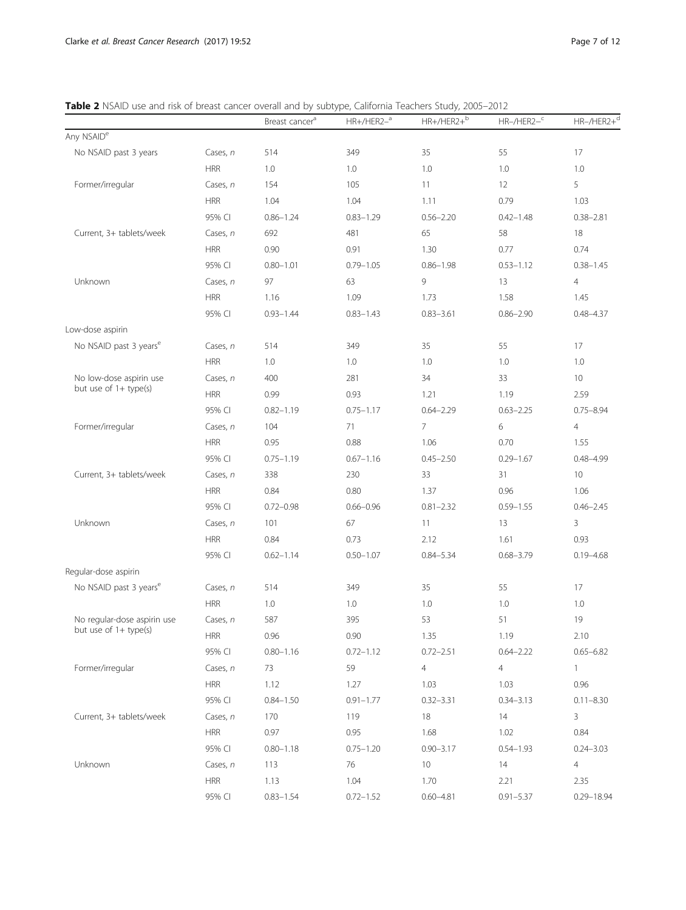**Table 2** NSAID use and risk of breast cancer overall and by subtype, California Teachers Study, 2005–2012

| | | Breast cancer[a] | HR+/HER2–[a] | HR+/HER2+[b] | HR–/HER2–[c] | HR–/HER2+[d] |
|---|---|---|---|---|---|---|
| Any NSAID[e] | | | | | | |
| No NSAID past 3 years | Cases, *n* | 514 | 349 | 35 | 55 | 17 |
| | HRR | 1.0 | 1.0 | 1.0 | 1.0 | 1.0 |
| Former/irregular | Cases, *n* | 154 | 105 | 11 | 12 | 5 |
| | HRR | 1.04 | 1.04 | 1.11 | 0.79 | 1.03 |
| | 95% CI | 0.86–1.24 | 0.83–1.29 | 0.56–2.20 | 0.42–1.48 | 0.38–2.81 |
| Current, 3+ tablets/week | Cases, *n* | 692 | 481 | 65 | 58 | 18 |
| | HRR | 0.90 | 0.91 | 1.30 | 0.77 | 0.74 |
| | 95% CI | 0.80–1.01 | 0.79–1.05 | 0.86–1.98 | 0.53–1.12 | 0.38–1.45 |
| Unknown | Cases, *n* | 97 | 63 | 9 | 13 | 4 |
| | HRR | 1.16 | 1.09 | 1.73 | 1.58 | 1.45 |
| | 95% CI | 0.93–1.44 | 0.83–1.43 | 0.83–3.61 | 0.86–2.90 | 0.48–4.37 |
| Low-dose aspirin | | | | | | |
| No NSAID past 3 years[e] | Cases, *n* | 514 | 349 | 35 | 55 | 17 |
| | HRR | 1.0 | 1.0 | 1.0 | 1.0 | 1.0 |
| No low-dose aspirin use but use of 1+ type(s) | Cases, *n* | 400 | 281 | 34 | 33 | 10 |
| | HRR | 0.99 | 0.93 | 1.21 | 1.19 | 2.59 |
| | 95% CI | 0.82–1.19 | 0.75–1.17 | 0.64–2.29 | 0.63–2.25 | 0.75–8.94 |
| Former/irregular | Cases, *n* | 104 | 71 | 7 | 6 | 4 |
| | HRR | 0.95 | 0.88 | 1.06 | 0.70 | 1.55 |
| | 95% CI | 0.75–1.19 | 0.67–1.16 | 0.45–2.50 | 0.29–1.67 | 0.48–4.99 |
| Current, 3+ tablets/week | Cases, *n* | 338 | 230 | 33 | 31 | 10 |
| | HRR | 0.84 | 0.80 | 1.37 | 0.96 | 1.06 |
| | 95% CI | 0.72–0.98 | 0.66–0.96 | 0.81–2.32 | 0.59–1.55 | 0.46–2.45 |
| Unknown | Cases, *n* | 101 | 67 | 11 | 13 | 3 |
| | HRR | 0.84 | 0.73 | 2.12 | 1.61 | 0.93 |
| | 95% CI | 0.62–1.14 | 0.50–1.07 | 0.84–5.34 | 0.68–3.79 | 0.19–4.68 |
| Regular-dose aspirin | | | | | | |
| No NSAID past 3 years[e] | Cases, *n* | 514 | 349 | 35 | 55 | 17 |
| | HRR | 1.0 | 1.0 | 1.0 | 1.0 | 1.0 |
| No regular-dose aspirin use but use of 1+ type(s) | Cases, *n* | 587 | 395 | 53 | 51 | 19 |
| | HRR | 0.96 | 0.90 | 1.35 | 1.19 | 2.10 |
| | 95% CI | 0.80–1.16 | 0.72–1.12 | 0.72–2.51 | 0.64–2.22 | 0.65–6.82 |
| Former/irregular | Cases, *n* | 73 | 59 | 4 | 4 | 1 |
| | HRR | 1.12 | 1.27 | 1.03 | 1.03 | 0.96 |
| | 95% CI | 0.84–1.50 | 0.91–1.77 | 0.32–3.31 | 0.34–3.13 | 0.11–8.30 |
| Current, 3+ tablets/week | Cases, *n* | 170 | 119 | 18 | 14 | 3 |
| | HRR | 0.97 | 0.95 | 1.68 | 1.02 | 0.84 |
| | 95% CI | 0.80–1.18 | 0.75–1.20 | 0.90–3.17 | 0.54–1.93 | 0.24–3.03 |
| Unknown | Cases, *n* | 113 | 76 | 10 | 14 | 4 |
| | HRR | 1.13 | 1.04 | 1.70 | 2.21 | 2.35 |
| | 95% CI | 0.83–1.54 | 0.72–1.52 | 0.60–4.81 | 0.91–5.37 | 0.29–18.94 |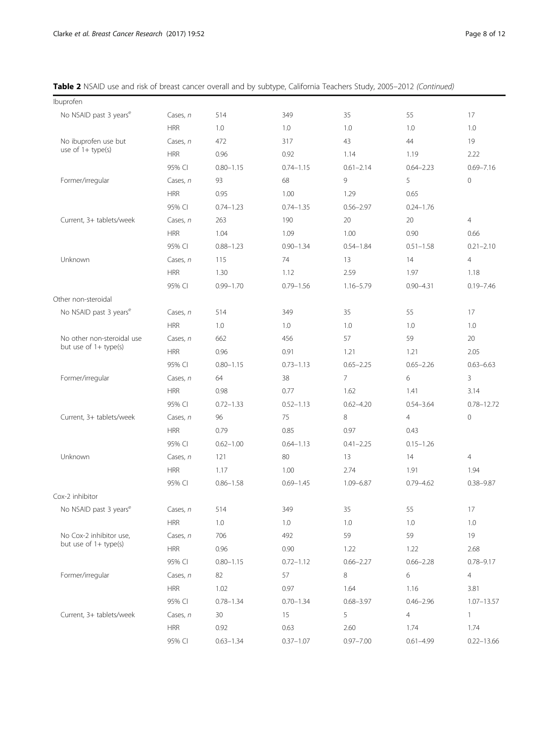**Table 2** NSAID use and risk of breast cancer overall and by subtype, California Teachers Study, 2005–2012 *(Continued)*

| | | | | | | |
|---|---|---|---|---|---|---|
| Ibuprofen | | | | | | |
| No NSAID past 3 years[e] | Cases, *n* | 514 | 349 | 35 | 55 | 17 |
| | HRR | 1.0 | 1.0 | 1.0 | 1.0 | 1.0 |
| No ibuprofen use but use of 1+ type(s) | Cases, *n* | 472 | 317 | 43 | 44 | 19 |
| | HRR | 0.96 | 0.92 | 1.14 | 1.19 | 2.22 |
| | 95% CI | 0.80–1.15 | 0.74–1.15 | 0.61–2.14 | 0.64–2.23 | 0.69–7.16 |
| Former/irregular | Cases, *n* | 93 | 68 | 9 | 5 | 0 |
| | HRR | 0.95 | 1.00 | 1.29 | 0.65 | |
| | 95% CI | 0.74–1.23 | 0.74–1.35 | 0.56–2.97 | 0.24–1.76 | |
| Current, 3+ tablets/week | Cases, *n* | 263 | 190 | 20 | 20 | 4 |
| | HRR | 1.04 | 1.09 | 1.00 | 0.90 | 0.66 |
| | 95% CI | 0.88–1.23 | 0.90–1.34 | 0.54–1.84 | 0.51–1.58 | 0.21–2.10 |
| Unknown | Cases, *n* | 115 | 74 | 13 | 14 | 4 |
| | HRR | 1.30 | 1.12 | 2.59 | 1.97 | 1.18 |
| | 95% CI | 0.99–1.70 | 0.79–1.56 | 1.16–5.79 | 0.90–4.31 | 0.19–7.46 |
| Other non-steroidal | | | | | | |
| No NSAID past 3 years[e] | Cases, *n* | 514 | 349 | 35 | 55 | 17 |
| | HRR | 1.0 | 1.0 | 1.0 | 1.0 | 1.0 |
| No other non-steroidal use but use of 1+ type(s) | Cases, *n* | 662 | 456 | 57 | 59 | 20 |
| | HRR | 0.96 | 0.91 | 1.21 | 1.21 | 2.05 |
| | 95% CI | 0.80–1.15 | 0.73–1.13 | 0.65–2.25 | 0.65–2.26 | 0.63–6.63 |
| Former/irregular | Cases, *n* | 64 | 38 | 7 | 6 | 3 |
| | HRR | 0.98 | 0.77 | 1.62 | 1.41 | 3.14 |
| | 95% CI | 0.72–1.33 | 0.52–1.13 | 0.62–4.20 | 0.54–3.64 | 0.78–12.72 |
| Current, 3+ tablets/week | Cases, *n* | 96 | 75 | 8 | 4 | 0 |
| | HRR | 0.79 | 0.85 | 0.97 | 0.43 | |
| | 95% CI | 0.62–1.00 | 0.64–1.13 | 0.41–2.25 | 0.15–1.26 | |
| Unknown | Cases, *n* | 121 | 80 | 13 | 14 | 4 |
| | HRR | 1.17 | 1.00 | 2.74 | 1.91 | 1.94 |
| | 95% CI | 0.86–1.58 | 0.69–1.45 | 1.09–6.87 | 0.79–4.62 | 0.38–9.87 |
| Cox-2 inhibitor | | | | | | |
| No NSAID past 3 years[e] | Cases, *n* | 514 | 349 | 35 | 55 | 17 |
| | HRR | 1.0 | 1.0 | 1.0 | 1.0 | 1.0 |
| No Cox-2 inhibitor use, but use of 1+ type(s) | Cases, *n* | 706 | 492 | 59 | 59 | 19 |
| | HRR | 0.96 | 0.90 | 1.22 | 1.22 | 2.68 |
| | 95% CI | 0.80–1.15 | 0.72–1.12 | 0.66–2.27 | 0.66–2.28 | 0.78–9.17 |
| Former/irregular | Cases, *n* | 82 | 57 | 8 | 6 | 4 |
| | HRR | 1.02 | 0.97 | 1.64 | 1.16 | 3.81 |
| | 95% CI | 0.78–1.34 | 0.70–1.34 | 0.68–3.97 | 0.46–2.96 | 1.07–13.57 |
| Current, 3+ tablets/week | Cases, *n* | 30 | 15 | 5 | 4 | 1 |
| | HRR | 0.92 | 0.63 | 2.60 | 1.74 | 1.74 |
| | 95% CI | 0.63–1.34 | 0.37–1.07 | 0.97–7.00 | 0.61–4.99 | 0.22–13.66 |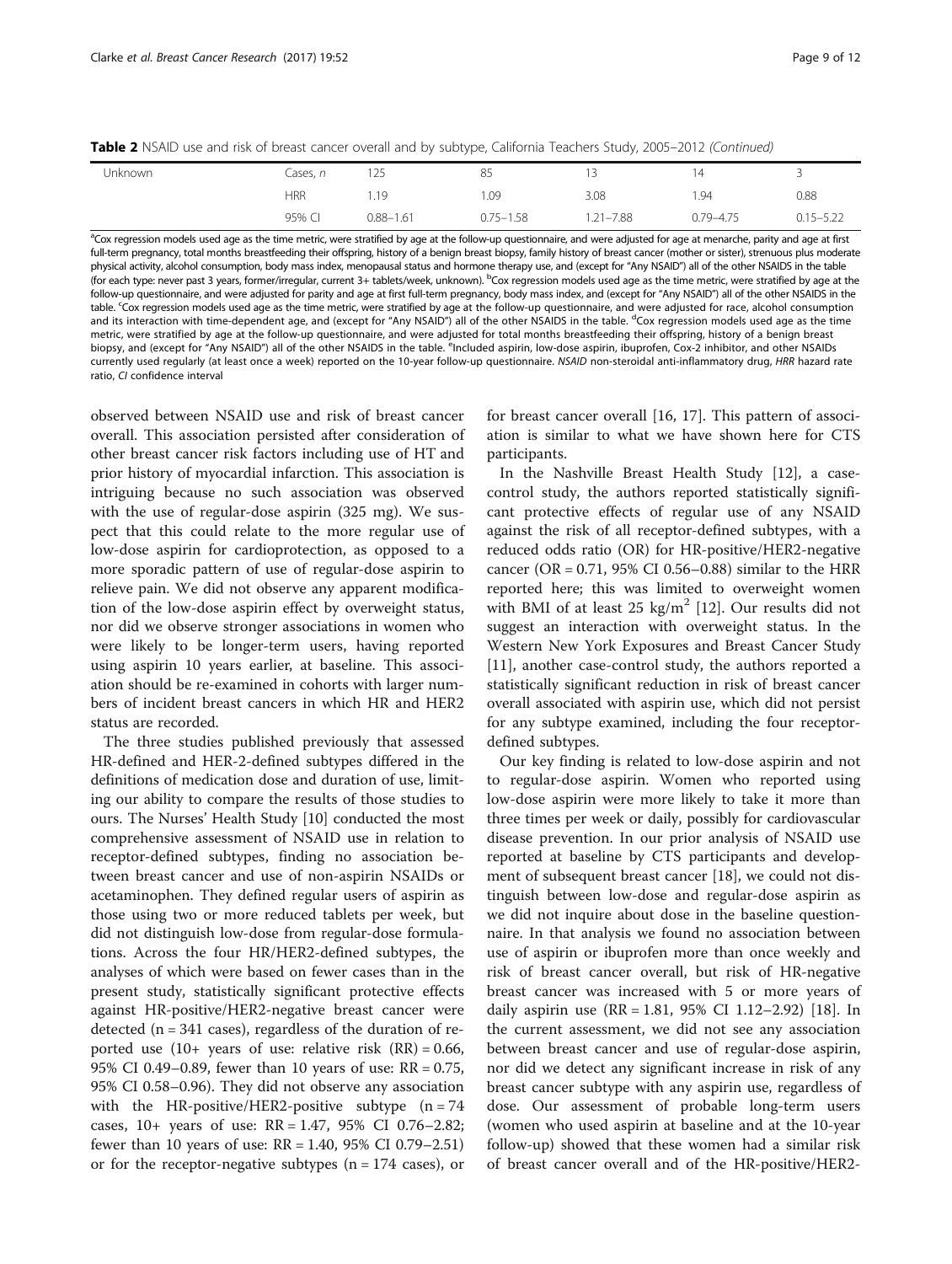**Table 2** NSAID use and risk of breast cancer overall and by subtype, California Teachers Study, 2005–2012 *(Continued)*

| | | | | | | |
|---|---|---|---|---|---|---|
| Unknown | Cases, *n* | 125 | 85 | 13 | 14 | 3 |
| | HRR | 1.19 | 1.09 | 3.08 | 1.94 | 0.88 |
| | 95% CI | 0.88–1.61 | 0.75–1.58 | 1.21–7.88 | 0.79–4.75 | 0.15–5.22 |

[a]Cox regression models used age as the time metric, were stratified by age at the follow-up questionnaire, and were adjusted for age at menarche, parity and age at first full-term pregnancy, total months breastfeeding their offspring, history of a benign breast biopsy, family history of breast cancer (mother or sister), strenuous plus moderate physical activity, alcohol consumption, body mass index, menopausal status and hormone therapy use, and (except for "Any NSAID") all of the other NSAIDS in the table (for each type: never past 3 years, former/irregular, current 3+ tablets/week, unknown). [b]Cox regression models used age as the time metric, were stratified by age at the follow-up questionnaire, and were adjusted for parity and age at first full-term pregnancy, body mass index, and (except for "Any NSAID") all of the other NSAIDS in the table. [c]Cox regression models used age as the time metric, were stratified by age at the follow-up questionnaire, and were adjusted for race, alcohol consumption and its interaction with time-dependent age, and (except for "Any NSAID") all of the other NSAIDS in the table. [d]Cox regression models used age as the time metric, were stratified by age at the follow-up questionnaire, and were adjusted for total months breastfeeding their offspring, history of a benign breast biopsy, and (except for "Any NSAID") all of the other NSAIDS in the table. [e]Included aspirin, low-dose aspirin, ibuprofen, Cox-2 inhibitor, and other NSAIDs currently used regularly (at least once a week) reported on the 10-year follow-up questionnaire. *NSAID* non-steroidal anti-inflammatory drug, *HRR* hazard rate ratio, *CI* confidence interval

observed between NSAID use and risk of breast cancer overall. This association persisted after consideration of other breast cancer risk factors including use of HT and prior history of myocardial infarction. This association is intriguing because no such association was observed with the use of regular-dose aspirin (325 mg). We suspect that this could relate to the more regular use of low-dose aspirin for cardioprotection, as opposed to a more sporadic pattern of use of regular-dose aspirin to relieve pain. We did not observe any apparent modification of the low-dose aspirin effect by overweight status, nor did we observe stronger associations in women who were likely to be longer-term users, having reported using aspirin 10 years earlier, at baseline. This association should be re-examined in cohorts with larger numbers of incident breast cancers in which HR and HER2 status are recorded.

The three studies published previously that assessed HR-defined and HER-2-defined subtypes differed in the definitions of medication dose and duration of use, limiting our ability to compare the results of those studies to ours. The Nurses' Health Study [10] conducted the most comprehensive assessment of NSAID use in relation to receptor-defined subtypes, finding no association between breast cancer and use of non-aspirin NSAIDs or acetaminophen. They defined regular users of aspirin as those using two or more reduced tablets per week, but did not distinguish low-dose from regular-dose formulations. Across the four HR/HER2-defined subtypes, the analyses of which were based on fewer cases than in the present study, statistically significant protective effects against HR-positive/HER2-negative breast cancer were detected (n = 341 cases), regardless of the duration of reported use (10+ years of use: relative risk (RR) = 0.66, 95% CI 0.49–0.89, fewer than 10 years of use: RR = 0.75, 95% CI 0.58–0.96). They did not observe any association with the HR-positive/HER2-positive subtype (n = 74 cases, 10+ years of use: RR = 1.47, 95% CI 0.76–2.82; fewer than 10 years of use: RR = 1.40, 95% CI 0.79–2.51) or for the receptor-negative subtypes (n = 174 cases), or for breast cancer overall [16, 17]. This pattern of association is similar to what we have shown here for CTS participants.

In the Nashville Breast Health Study [12], a case-control study, the authors reported statistically significant protective effects of regular use of any NSAID against the risk of all receptor-defined subtypes, with a reduced odds ratio (OR) for HR-positive/HER2-negative cancer (OR = 0.71, 95% CI 0.56–0.88) similar to the HRR reported here; this was limited to overweight women with BMI of at least 25 kg/m$^2$ [12]. Our results did not suggest an interaction with overweight status. In the Western New York Exposures and Breast Cancer Study [11], another case-control study, the authors reported a statistically significant reduction in risk of breast cancer overall associated with aspirin use, which did not persist for any subtype examined, including the four receptor-defined subtypes.

Our key finding is related to low-dose aspirin and not to regular-dose aspirin. Women who reported using low-dose aspirin were more likely to take it more than three times per week or daily, possibly for cardiovascular disease prevention. In our prior analysis of NSAID use reported at baseline by CTS participants and development of subsequent breast cancer [18], we could not distinguish between low-dose and regular-dose aspirin as we did not inquire about dose in the baseline questionnaire. In that analysis we found no association between use of aspirin or ibuprofen more than once weekly and risk of breast cancer overall, but risk of HR-negative breast cancer was increased with 5 or more years of daily aspirin use (RR = 1.81, 95% CI 1.12–2.92) [18]. In the current assessment, we did not see any association between breast cancer and use of regular-dose aspirin, nor did we detect any significant increase in risk of any breast cancer subtype with any aspirin use, regardless of dose. Our assessment of probable long-term users (women who used aspirin at baseline and at the 10-year follow-up) showed that these women had a similar risk of breast cancer overall and of the HR-positive/HER2-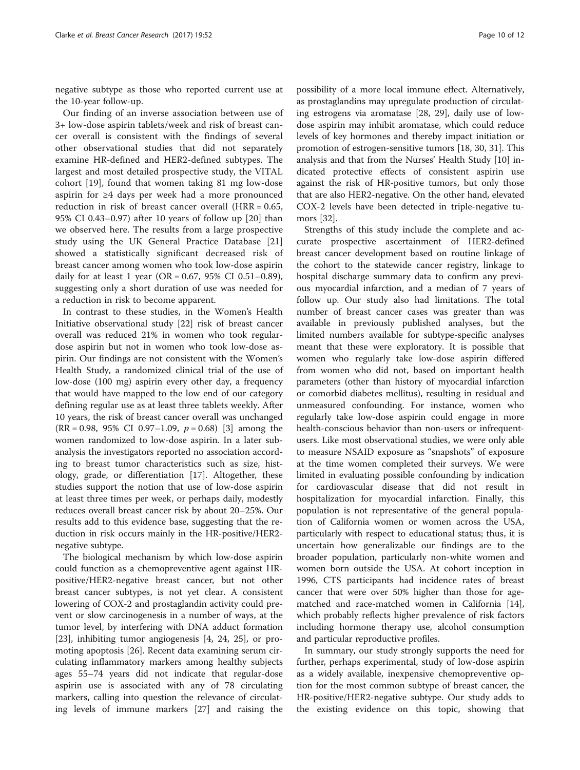negative subtype as those who reported current use at the 10-year follow-up.

Our finding of an inverse association between use of 3+ low-dose aspirin tablets/week and risk of breast cancer overall is consistent with the findings of several other observational studies that did not separately examine HR-defined and HER2-defined subtypes. The largest and most detailed prospective study, the VITAL cohort [19], found that women taking 81 mg low-dose aspirin for ≥4 days per week had a more pronounced reduction in risk of breast cancer overall (HRR = 0.65, 95% CI 0.43–0.97) after 10 years of follow up [20] than we observed here. The results from a large prospective study using the UK General Practice Database [21] showed a statistically significant decreased risk of breast cancer among women who took low-dose aspirin daily for at least 1 year (OR = 0.67, 95% CI 0.51–0.89), suggesting only a short duration of use was needed for a reduction in risk to become apparent.

In contrast to these studies, in the Women's Health Initiative observational study [22] risk of breast cancer overall was reduced 21% in women who took regular-dose aspirin but not in women who took low-dose aspirin. Our findings are not consistent with the Women's Health Study, a randomized clinical trial of the use of low-dose (100 mg) aspirin every other day, a frequency that would have mapped to the low end of our category defining regular use as at least three tablets weekly. After 10 years, the risk of breast cancer overall was unchanged (RR = 0.98, 95% CI 0.97–1.09, $p = 0.68$) [3] among the women randomized to low-dose aspirin. In a later sub-analysis the investigators reported no association according to breast tumor characteristics such as size, histology, grade, or differentiation [17]. Altogether, these studies support the notion that use of low-dose aspirin at least three times per week, or perhaps daily, modestly reduces overall breast cancer risk by about 20–25%. Our results add to this evidence base, suggesting that the reduction in risk occurs mainly in the HR-positive/HER2-negative subtype.

The biological mechanism by which low-dose aspirin could function as a chemopreventive agent against HR-positive/HER2-negative breast cancer, but not other breast cancer subtypes, is not yet clear. A consistent lowering of COX-2 and prostaglandin activity could prevent or slow carcinogenesis in a number of ways, at the tumor level, by interfering with DNA adduct formation [23], inhibiting tumor angiogenesis [4, 24, 25], or promoting apoptosis [26]. Recent data examining serum circulating inflammatory markers among healthy subjects ages 55–74 years did not indicate that regular-dose aspirin use is associated with any of 78 circulating markers, calling into question the relevance of circulating levels of immune markers [27] and raising the possibility of a more local immune effect. Alternatively, as prostaglandins may upregulate production of circulating estrogens via aromatase [28, 29], daily use of low-dose aspirin may inhibit aromatase, which could reduce levels of key hormones and thereby impact initiation or promotion of estrogen-sensitive tumors [18, 30, 31]. This analysis and that from the Nurses' Health Study [10] indicated protective effects of consistent aspirin use against the risk of HR-positive tumors, but only those that are also HER2-negative. On the other hand, elevated COX-2 levels have been detected in triple-negative tumors [32].

Strengths of this study include the complete and accurate prospective ascertainment of HER2-defined breast cancer development based on routine linkage of the cohort to the statewide cancer registry, linkage to hospital discharge summary data to confirm any previous myocardial infarction, and a median of 7 years of follow up. Our study also had limitations. The total number of breast cancer cases was greater than was available in previously published analyses, but the limited numbers available for subtype-specific analyses meant that these were exploratory. It is possible that women who regularly take low-dose aspirin differed from women who did not, based on important health parameters (other than history of myocardial infarction or comorbid diabetes mellitus), resulting in residual and unmeasured confounding. For instance, women who regularly take low-dose aspirin could engage in more health-conscious behavior than non-users or infrequent-users. Like most observational studies, we were only able to measure NSAID exposure as "snapshots" of exposure at the time women completed their surveys. We were limited in evaluating possible confounding by indication for cardiovascular disease that did not result in hospitalization for myocardial infarction. Finally, this population is not representative of the general population of California women or women across the USA, particularly with respect to educational status; thus, it is uncertain how generalizable our findings are to the broader population, particularly non-white women and women born outside the USA. At cohort inception in 1996, CTS participants had incidence rates of breast cancer that were over 50% higher than those for age-matched and race-matched women in California [14], which probably reflects higher prevalence of risk factors including hormone therapy use, alcohol consumption and particular reproductive profiles.

In summary, our study strongly supports the need for further, perhaps experimental, study of low-dose aspirin as a widely available, inexpensive chemopreventive option for the most common subtype of breast cancer, the HR-positive/HER2-negative subtype. Our study adds to the existing evidence on this topic, showing that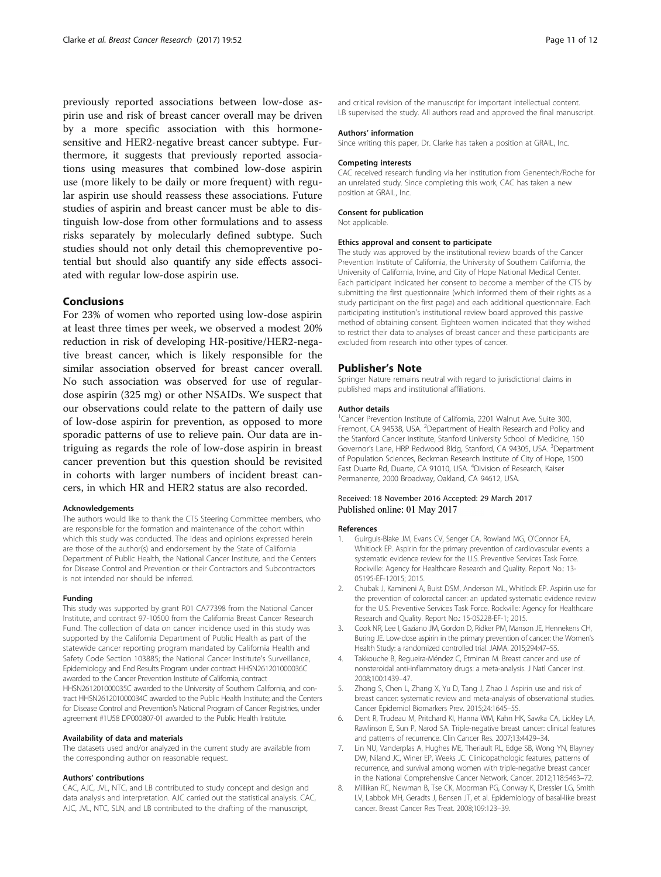previously reported associations between low-dose aspirin use and risk of breast cancer overall may be driven by a more specific association with this hormone-sensitive and HER2-negative breast cancer subtype. Furthermore, it suggests that previously reported associations using measures that combined low-dose aspirin use (more likely to be daily or more frequent) with regular aspirin use should reassess these associations. Future studies of aspirin and breast cancer must be able to distinguish low-dose from other formulations and to assess risks separately by molecularly defined subtype. Such studies should not only detail this chemopreventive potential but should also quantify any side effects associated with regular low-dose aspirin use.

## Conclusions

For 23% of women who reported using low-dose aspirin at least three times per week, we observed a modest 20% reduction in risk of developing HR-positive/HER2-negative breast cancer, which is likely responsible for the similar association observed for breast cancer overall. No such association was observed for use of regular-dose aspirin (325 mg) or other NSAIDs. We suspect that our observations could relate to the pattern of daily use of low-dose aspirin for prevention, as opposed to more sporadic patterns of use to relieve pain. Our data are intriguing as regards the role of low-dose aspirin in breast cancer prevention but this question should be revisited in cohorts with larger numbers of incident breast cancers, in which HR and HER2 status are also recorded.

#### Acknowledgements

The authors would like to thank the CTS Steering Committee members, who are responsible for the formation and maintenance of the cohort within which this study was conducted. The ideas and opinions expressed herein are those of the author(s) and endorsement by the State of California Department of Public Health, the National Cancer Institute, and the Centers for Disease Control and Prevention or their Contractors and Subcontractors is not intended nor should be inferred.

#### Funding

This study was supported by grant R01 CA77398 from the National Cancer Institute, and contract 97-10500 from the California Breast Cancer Research Fund. The collection of data on cancer incidence used in this study was supported by the California Department of Public Health as part of the statewide cancer reporting program mandated by California Health and Safety Code Section 103885; the National Cancer Institute's Surveillance, Epidemiology and End Results Program under contract HHSN261201000036C awarded to the Cancer Prevention Institute of California, contract HHSN261201000035C awarded to the University of Southern California, and contract HHSN261201000034C awarded to the Public Health Institute; and the Centers for Disease Control and Prevention's National Program of Cancer Registries, under agreement #1U58 DP000807-01 awarded to the Public Health Institute.

#### Availability of data and materials

The datasets used and/or analyzed in the current study are available from the corresponding author on reasonable request.

#### Authors' contributions

CAC, AJC, JVL, NTC, and LB contributed to study concept and design and data analysis and interpretation. AJC carried out the statistical analysis. CAC, AJC, JVL, NTC, SLN, and LB contributed to the drafting of the manuscript, and critical revision of the manuscript for important intellectual content. LB supervised the study. All authors read and approved the final manuscript.

#### Authors' information

Since writing this paper, Dr. Clarke has taken a position at GRAIL, Inc.

#### Competing interests

CAC received research funding via her institution from Genentech/Roche for an unrelated study. Since completing this work, CAC has taken a new position at GRAIL, Inc.

#### Consent for publication

Not applicable.

#### Ethics approval and consent to participate

The study was approved by the institutional review boards of the Cancer Prevention Institute of California, the University of Southern California, the University of California, Irvine, and City of Hope National Medical Center. Each participant indicated her consent to become a member of the CTS by submitting the first questionnaire (which informed them of their rights as a study participant on the first page) and each additional questionnaire. Each participating institution's institutional review board approved this passive method of obtaining consent. Eighteen women indicated that they wished to restrict their data to analyses of breast cancer and these participants are excluded from research into other types of cancer.

## Publisher's Note

Springer Nature remains neutral with regard to jurisdictional claims in published maps and institutional affiliations.

#### Author details

[1]Cancer Prevention Institute of California, 2201 Walnut Ave. Suite 300, Fremont, CA 94538, USA. [2]Department of Health Research and Policy and the Stanford Cancer Institute, Stanford University School of Medicine, 150 Governor's Lane, HRP Redwood Bldg, Stanford, CA 94305, USA. [3]Department of Population Sciences, Beckman Research Institute of City of Hope, 1500 East Duarte Rd, Duarte, CA 91010, USA. [4]Division of Research, Kaiser Permanente, 2000 Broadway, Oakland, CA 94612, USA.

Received: 18 November 2016 Accepted: 29 March 2017
Published online: 01 May 2017

#### References

1. Guirguis-Blake JM, Evans CV, Senger CA, Rowland MG, O'Connor EA, Whitlock EP. Aspirin for the primary prevention of cardiovascular events: a systematic evidence review for the U.S. Preventive Services Task Force. Rockville: Agency for Healthcare Research and Quality. Report No.: 13-05195-EF-12015; 2015.
2. Chubak J, Kamineni A, Buist DSM, Anderson ML, Whitlock EP. Aspirin use for the prevention of colorectal cancer: an updated systematic evidence review for the U.S. Preventive Services Task Force. Rockville: Agency for Healthcare Research and Quality. Report No.: 15-05228-EF-1; 2015.
3. Cook NR, Lee I, Gaziano JM, Gordon D, Ridker PM, Manson JE, Hennekens CH, Buring JE. Low-dose aspirin in the primary prevention of cancer: the Women's Health Study: a randomized controlled trial. JAMA. 2015;294:47–55.
4. Takkouche B, Regueira-Méndez C, Etminan M. Breast cancer and use of nonsteroidal anti-inflammatory drugs: a meta-analysis. J Natl Cancer Inst. 2008;100:1439–47.
5. Zhong S, Chen L, Zhang X, Yu D, Tang J, Zhao J. Aspirin use and risk of breast cancer: systematic review and meta-analysis of observational studies. Cancer Epidemiol Biomarkers Prev. 2015;24:1645–55.
6. Dent R, Trudeau M, Pritchard KI, Hanna WM, Kahn HK, Sawka CA, Lickley LA, Rawlinson E, Sun P, Narod SA. Triple-negative breast cancer: clinical features and patterns of recurrence. Clin Cancer Res. 2007;13:4429–34.
7. Lin NU, Vanderplas A, Hughes ME, Theriault RL, Edge SB, Wong YN, Blayney DW, Niland JC, Winer EP, Weeks JC. Clinicopathologic features, patterns of recurrence, and survival among women with triple-negative breast cancer in the National Comprehensive Cancer Network. Cancer. 2012;118:5463–72.
8. Millikan RC, Newman B, Tse CK, Moorman PG, Conway K, Dressler LG, Smith LV, Labbok MH, Geradts J, Bensen JT, et al. Epidemiology of basal-like breast cancer. Breast Cancer Res Treat. 2008;109:123–39.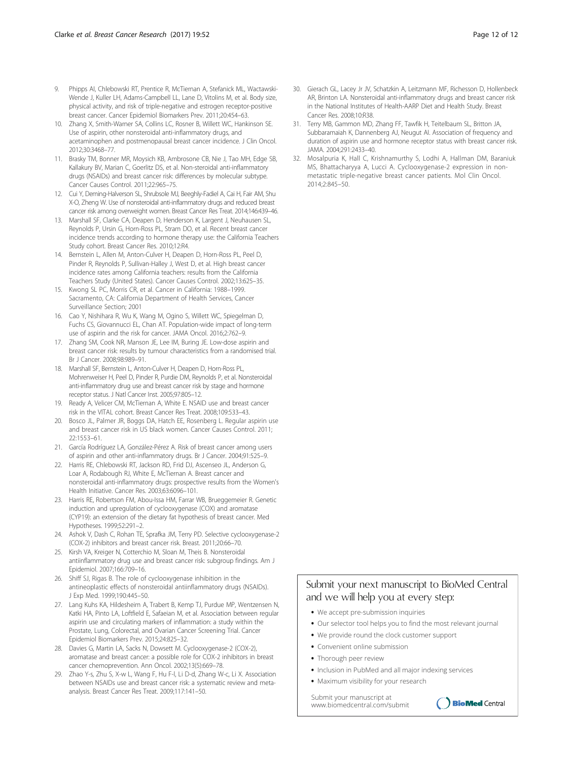9. Phipps AI, Chlebowski RT, Prentice R, McTiernan A, Stefanick ML, Wactawski-Wende J, Kuller LH, Adams-Campbell LL, Lane D, Vitolins M, et al. Body size, physical activity, and risk of triple-negative and estrogen receptor-positive breast cancer. Cancer Epidemiol Biomarkers Prev. 2011;20:454–63.
10. Zhang X, Smith-Warner SA, Collins LC, Rosner B, Willett WC, Hankinson SE. Use of aspirin, other nonsteroidal anti-inflammatory drugs, and acetaminophen and postmenopausal breast cancer incidence. J Clin Oncol. 2012;30:3468–77.
11. Brasky TM, Bonner MR, Moysich KB, Ambrosone CB, Nie J, Tao MH, Edge SB, Kallakury BV, Marian C, Goerlitz DS, et al. Non-steroidal anti-inflammatory drugs (NSAIDs) and breast cancer risk: differences by molecular subtype. Cancer Causes Control. 2011;22:965–75.
12. Cui Y, Deming-Halverson SL, Shrubsole MJ, Beeghly-Fadiel A, Cai H, Fair AM, Shu X-O, Zheng W. Use of nonsteroidal anti-inflammatory drugs and reduced breast cancer risk among overweight women. Breast Cancer Res Treat. 2014;146:439–46.
13. Marshall SF, Clarke CA, Deapen D, Henderson K, Largent J, Neuhausen SL, Reynolds P, Ursin G, Horn-Ross PL, Stram DO, et al. Recent breast cancer incidence trends according to hormone therapy use: the California Teachers Study cohort. Breast Cancer Res. 2010;12:R4.
14. Bernstein L, Allen M, Anton-Culver H, Deapen D, Horn-Ross PL, Peel D, Pinder R, Reynolds P, Sullivan-Halley J, West D, et al. High breast cancer incidence rates among California teachers: results from the California Teachers Study (United States). Cancer Causes Control. 2002;13:625–35.
15. Kwong SL PC, Morris CR, et al. Cancer in California: 1988–1999. Sacramento, CA: California Department of Health Services, Cancer Surveillance Section; 2001
16. Cao Y, Nishihara R, Wu K, Wang M, Ogino S, Willett WC, Spiegelman D, Fuchs CS, Giovannucci EL, Chan AT. Population-wide impact of long-term use of aspirin and the risk for cancer. JAMA Oncol. 2016;2:762–9.
17. Zhang SM, Cook NR, Manson JE, Lee IM, Buring JE. Low-dose aspirin and breast cancer risk: results by tumour characteristics from a randomised trial. Br J Cancer. 2008;98:989–91.
18. Marshall SF, Bernstein L, Anton-Culver H, Deapen D, Horn-Ross PL, Mohrenweiser H, Peel D, Pinder R, Purdie DM, Reynolds P, et al. Nonsteroidal anti-inflammatory drug use and breast cancer risk by stage and hormone receptor status. J Natl Cancer Inst. 2005;97:805–12.
19. Ready A, Velicer CM, McTiernan A, White E. NSAID use and breast cancer risk in the VITAL cohort. Breast Cancer Res Treat. 2008;109:533–43.
20. Bosco JL, Palmer JR, Boggs DA, Hatch EE, Rosenberg L. Regular aspirin use and breast cancer risk in US black women. Cancer Causes Control. 2011; 22:1553–61.
21. García Rodríguez LA, González-Pérez A. Risk of breast cancer among users of aspirin and other anti-inflammatory drugs. Br J Cancer. 2004;91:525–9.
22. Harris RE, Chlebowski RT, Jackson RD, Frid DJ, Ascenseo JL, Anderson G, Loar A, Rodabough RJ, White E, McTiernan A. Breast cancer and nonsteroidal anti-inflammatory drugs: prospective results from the Women's Health Initiative. Cancer Res. 2003;63:6096–101.
23. Harris RE, Robertson FM, Abou-Issa HM, Farrar WB, Brueggemeier R. Genetic induction and upregulation of cyclooxygenase (COX) and aromatase (CYP19): an extension of the dietary fat hypothesis of breast cancer. Med Hypotheses. 1999;52:291–2.
24. Ashok V, Dash C, Rohan TE, Sprafka JM, Terry PD. Selective cyclooxygenase-2 (COX-2) inhibitors and breast cancer risk. Breast. 2011;20:66–70.
25. Kirsh VA, Kreiger N, Cotterchio M, Sloan M, Theis B. Nonsteroidal antiinflammatory drug use and breast cancer risk: subgroup findings. Am J Epidemiol. 2007;166:709–16.
26. Shiff SJ, Rigas B. The role of cyclooxygenase inhibition in the antineoplastic effects of nonsteroidal antiinflammatory drugs (NSAIDs). J Exp Med. 1999;190:445–50.
27. Lang Kuhs KA, Hildesheim A, Trabert B, Kemp TJ, Purdue MP, Wentzensen N, Katki HA, Pinto LA, Loftfield E, Safaeian M, et al. Association between regular aspirin use and circulating markers of inflammation: a study within the Prostate, Lung, Colorectal, and Ovarian Cancer Screening Trial. Cancer Epidemiol Biomarkers Prev. 2015;24:825–32.
28. Davies G, Martin LA, Sacks N, Dowsett M. Cyclooxygenase-2 (COX-2), aromatase and breast cancer: a possible role for COX-2 inhibitors in breast cancer chemoprevention. Ann Oncol. 2002;13(5):669–78.
29. Zhao Y-s, Zhu S, X-w L, Wang F, Hu F-l, Li D-d, Zhang W-c, Li X. Association between NSAIDs use and breast cancer risk: a systematic review and meta-analysis. Breast Cancer Res Treat. 2009;117:141–50.
30. Gierach GL, Lacey Jr JV, Schatzkin A, Leitzmann MF, Richesson D, Hollenbeck AR, Brinton LA. Nonsteroidal anti-inflammatory drugs and breast cancer risk in the National Institutes of Health-AARP Diet and Health Study. Breast Cancer Res. 2008;10:R38.
31. Terry MB, Gammon MD, Zhang FF, Tawfik H, Teitelbaum SL, Britton JA, Subbaramaiah K, Dannenberg AJ, Neugut AI. Association of frequency and duration of aspirin use and hormone receptor status with breast cancer risk. JAMA. 2004;291:2433–40.
32. Mosalpuria K, Hall C, Krishnamurthy S, Lodhi A, Hallman DM, Baraniuk MS, Bhattacharyya A, Lucci A. Cyclooxygenase-2 expression in non-metastatic triple-negative breast cancer patients. Mol Clin Oncol. 2014;2:845–50.

Submit your next manuscript to BioMed Central and we will help you at every step:

- We accept pre-submission inquiries
- Our selector tool helps you to find the most relevant journal
- We provide round the clock customer support
- Convenient online submission
- Thorough peer review
- Inclusion in PubMed and all major indexing services
- Maximum visibility for your research

Submit your manuscript at www.biomedcentral.com/submit

BioMed Central